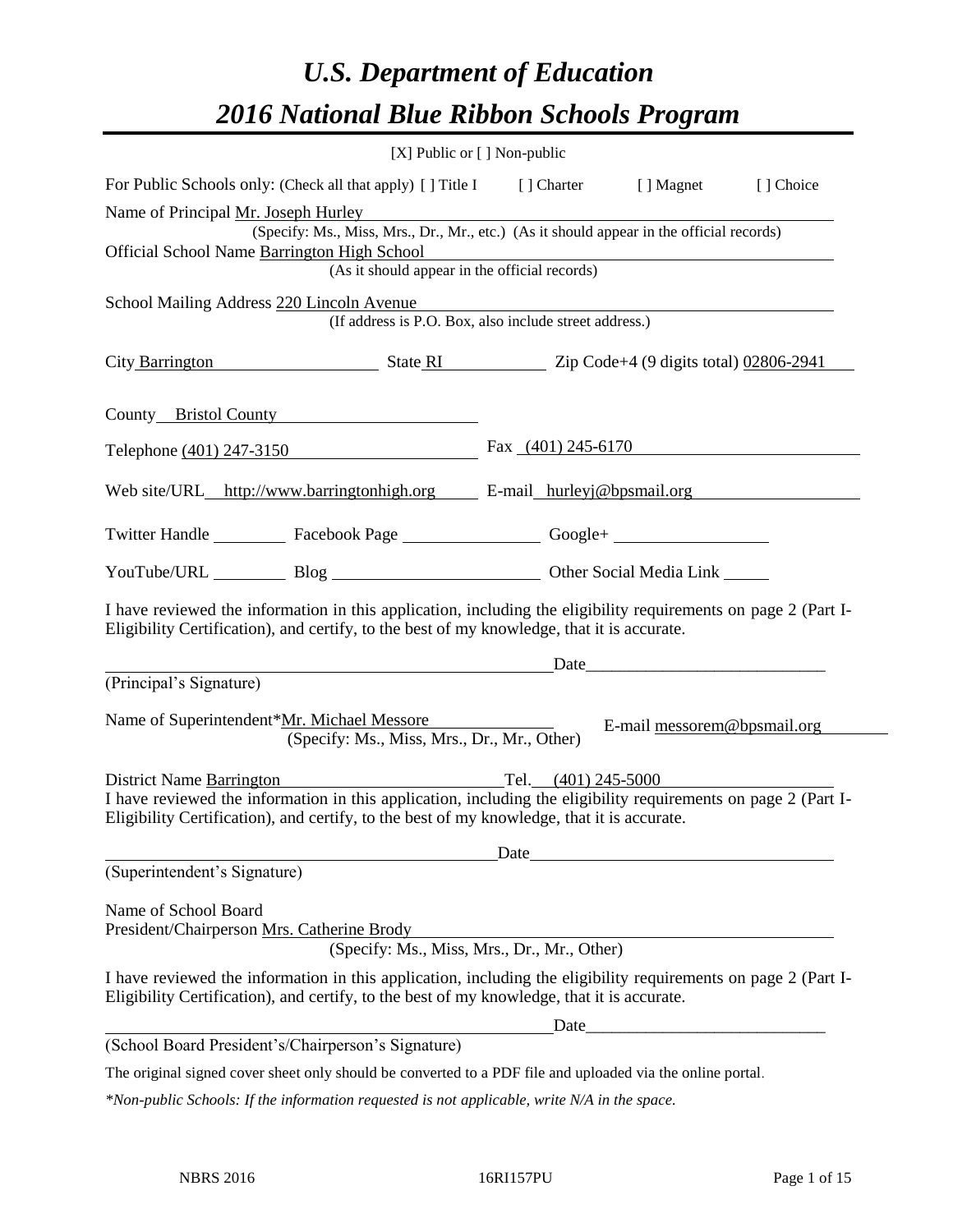# *U.S. Department of Education*

# *2016 National Blue Ribbon Schools Program*

[X] Public or [ ] Non-public

For Public Schools only: (Check all that apply) [ ] Title I [ ] Charter [ ] Magnet [ ] Choice

Name of Principal Mr. Joseph Hurley

(Specify: Ms., Miss, Mrs., Dr., Mr., etc.) (As it should appear in the official records)

Official School Name Barrington High School

(As it should appear in the official records)

School Mailing Address 220 Lincoln Avenue

(If address is P.O. Box, also include street address.)

City Barrington State RI Zip Code+4 (9 digits total) 02806-2941

County Bristol County

Telephone (401) 247-3150 Fax (401) 245-6170

Web site/URL http://www.barringtonhigh.org E-mail hurleyj@bpsmail.org

Twitter Handle ________ Facebook Page ________ Google+ ________

YouTube/URL ________ Blog ________ Other Social Media Link ________

I have reviewed the information in this application, including the eligibility requirements on page 2 (Part I-Eligibility Certification), and certify, to the best of my knowledge, that it is accurate.

_______________________________________ Date____________________

(Principal's Signature)

Name of Superintendent*Mr. Michael Messore E-mail messorem@bpsmail.org

(Specify: Ms., Miss, Mrs., Dr., Mr., Other)

District Name Barrington Tel. (401) 245-5000

I have reviewed the information in this application, including the eligibility requirements on page 2 (Part I-Eligibility Certification), and certify, to the best of my knowledge, that it is accurate.

_______________________________________ Date____________________

(Superintendent's Signature)

Name of School Board

President/Chairperson Mrs. Catherine Brody

(Specify: Ms., Miss, Mrs., Dr., Mr., Other)

I have reviewed the information in this application, including the eligibility requirements on page 2 (Part I-Eligibility Certification), and certify, to the best of my knowledge, that it is accurate.

_______________________________________ Date____________________

(School Board President's/Chairperson's Signature)

The original signed cover sheet only should be converted to a PDF file and uploaded via the online portal.

*\*Non-public Schools: If the information requested is not applicable, write N/A in the space.*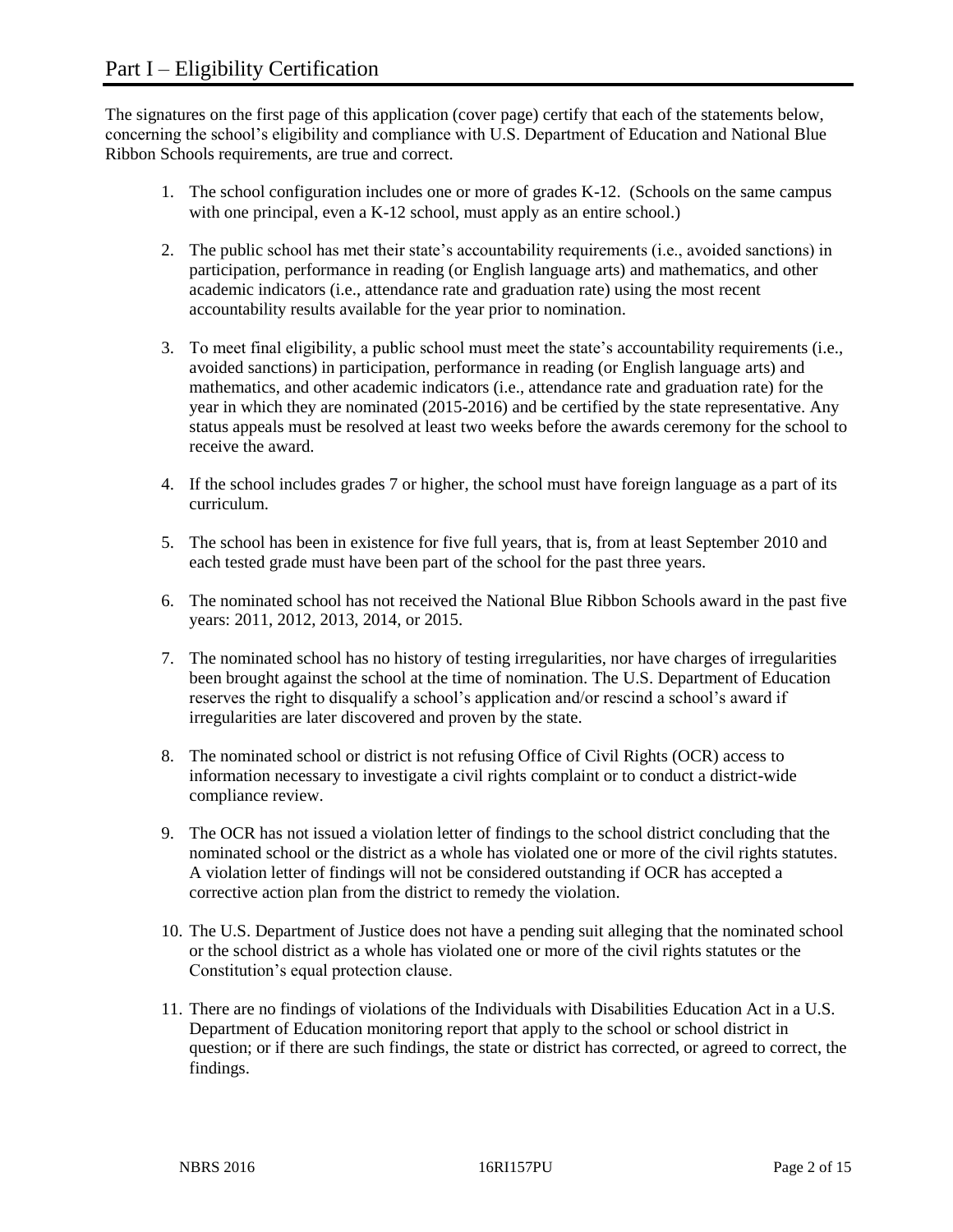# Part I – Eligibility Certification

The signatures on the first page of this application (cover page) certify that each of the statements below, concerning the school's eligibility and compliance with U.S. Department of Education and National Blue Ribbon Schools requirements, are true and correct.

1. The school configuration includes one or more of grades K-12. (Schools on the same campus with one principal, even a K-12 school, must apply as an entire school.)
2. The public school has met their state's accountability requirements (i.e., avoided sanctions) in participation, performance in reading (or English language arts) and mathematics, and other academic indicators (i.e., attendance rate and graduation rate) using the most recent accountability results available for the year prior to nomination.
3. To meet final eligibility, a public school must meet the state's accountability requirements (i.e., avoided sanctions) in participation, performance in reading (or English language arts) and mathematics, and other academic indicators (i.e., attendance rate and graduation rate) for the year in which they are nominated (2015-2016) and be certified by the state representative. Any status appeals must be resolved at least two weeks before the awards ceremony for the school to receive the award.
4. If the school includes grades 7 or higher, the school must have foreign language as a part of its curriculum.
5. The school has been in existence for five full years, that is, from at least September 2010 and each tested grade must have been part of the school for the past three years.
6. The nominated school has not received the National Blue Ribbon Schools award in the past five years: 2011, 2012, 2013, 2014, or 2015.
7. The nominated school has no history of testing irregularities, nor have charges of irregularities been brought against the school at the time of nomination. The U.S. Department of Education reserves the right to disqualify a school's application and/or rescind a school's award if irregularities are later discovered and proven by the state.
8. The nominated school or district is not refusing Office of Civil Rights (OCR) access to information necessary to investigate a civil rights complaint or to conduct a district-wide compliance review.
9. The OCR has not issued a violation letter of findings to the school district concluding that the nominated school or the district as a whole has violated one or more of the civil rights statutes. A violation letter of findings will not be considered outstanding if OCR has accepted a corrective action plan from the district to remedy the violation.
10. The U.S. Department of Justice does not have a pending suit alleging that the nominated school or the school district as a whole has violated one or more of the civil rights statutes or the Constitution's equal protection clause.
11. There are no findings of violations of the Individuals with Disabilities Education Act in a U.S. Department of Education monitoring report that apply to the school or school district in question; or if there are such findings, the state or district has corrected, or agreed to correct, the findings.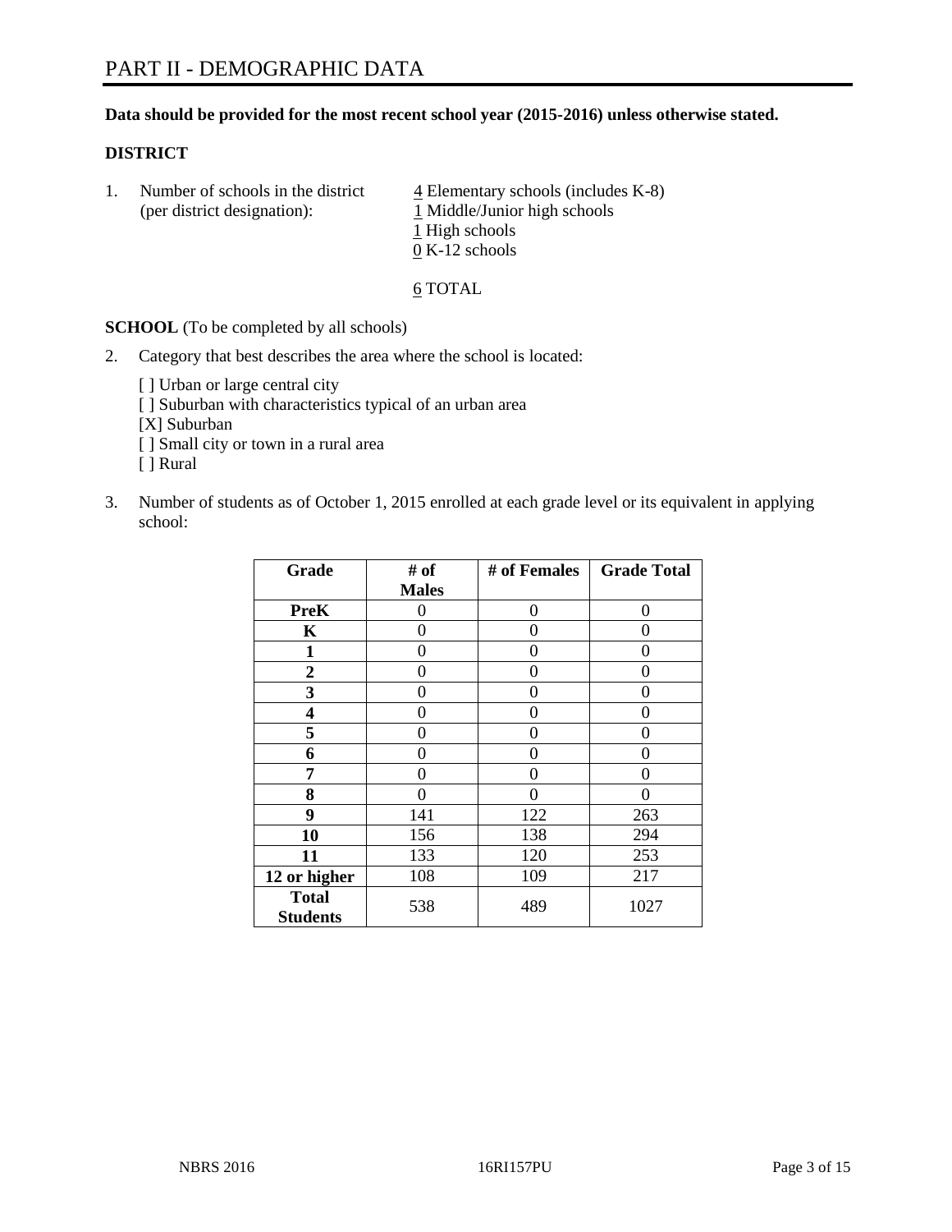# PART II - DEMOGRAPHIC DATA

**Data should be provided for the most recent school year (2015-2016) unless otherwise stated.**

**DISTRICT**

1. Number of schools in the district (per district designation):
   4 Elementary schools (includes K-8)
   1 Middle/Junior high schools
   1 High schools
   0 K-12 schools

   6 TOTAL

**SCHOOL** (To be completed by all schools)

2. Category that best describes the area where the school is located:

   [ ] Urban or large central city
   [ ] Suburban with characteristics typical of an urban area
   [X] Suburban
   [ ] Small city or town in a rural area
   [ ] Rural

3. Number of students as of October 1, 2015 enrolled at each grade level or its equivalent in applying school:

| Grade | # of Males | # of Females | Grade Total |
|---|---|---|---|
| **PreK** | 0 | 0 | 0 |
| **K** | 0 | 0 | 0 |
| **1** | 0 | 0 | 0 |
| **2** | 0 | 0 | 0 |
| **3** | 0 | 0 | 0 |
| **4** | 0 | 0 | 0 |
| **5** | 0 | 0 | 0 |
| **6** | 0 | 0 | 0 |
| **7** | 0 | 0 | 0 |
| **8** | 0 | 0 | 0 |
| **9** | 141 | 122 | 263 |
| **10** | 156 | 138 | 294 |
| **11** | 133 | 120 | 253 |
| **12 or higher** | 108 | 109 | 217 |
| **Total Students** | 538 | 489 | 1027 |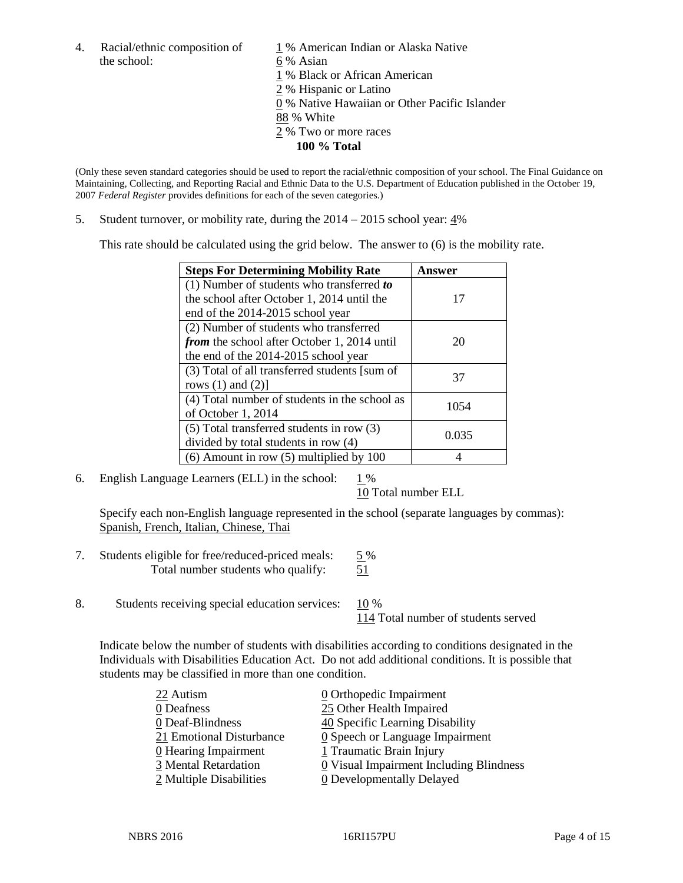4. Racial/ethnic composition of the school:

1 % American Indian or Alaska Native
6 % Asian
1 % Black or African American
2 % Hispanic or Latino
0 % Native Hawaiian or Other Pacific Islander
88 % White
2 % Two or more races
**100 % Total**

(Only these seven standard categories should be used to report the racial/ethnic composition of your school. The Final Guidance on Maintaining, Collecting, and Reporting Racial and Ethnic Data to the U.S. Department of Education published in the October 19, 2007 *Federal Register* provides definitions for each of the seven categories.)

5. Student turnover, or mobility rate, during the 2014 – 2015 school year: 4%

This rate should be calculated using the grid below. The answer to (6) is the mobility rate.

| Steps For Determining Mobility Rate | Answer |
|---|---|
| (1) Number of students who transferred ***to*** the school after October 1, 2014 until the end of the 2014-2015 school year | 17 |
| (2) Number of students who transferred ***from*** the school after October 1, 2014 until the end of the 2014-2015 school year | 20 |
| (3) Total of all transferred students [sum of rows (1) and (2)] | 37 |
| (4) Total number of students in the school as of October 1, 2014 | 1054 |
| (5) Total transferred students in row (3) divided by total students in row (4) | 0.035 |
| (6) Amount in row (5) multiplied by 100 | 4 |

6. English Language Learners (ELL) in the school: 1 %
10 Total number ELL

Specify each non-English language represented in the school (separate languages by commas):
Spanish, French, Italian, Chinese, Thai

7. Students eligible for free/reduced-priced meals: 5 %
Total number students who qualify: 51

8. Students receiving special education services: 10 %
114 Total number of students served

Indicate below the number of students with disabilities according to conditions designated in the Individuals with Disabilities Education Act. Do not add additional conditions. It is possible that students may be classified in more than one condition.

22 Autism
0 Deafness
0 Deaf-Blindness
21 Emotional Disturbance
0 Hearing Impairment
3 Mental Retardation
2 Multiple Disabilities
0 Orthopedic Impairment
25 Other Health Impaired
40 Specific Learning Disability
0 Speech or Language Impairment
1 Traumatic Brain Injury
0 Visual Impairment Including Blindness
0 Developmentally Delayed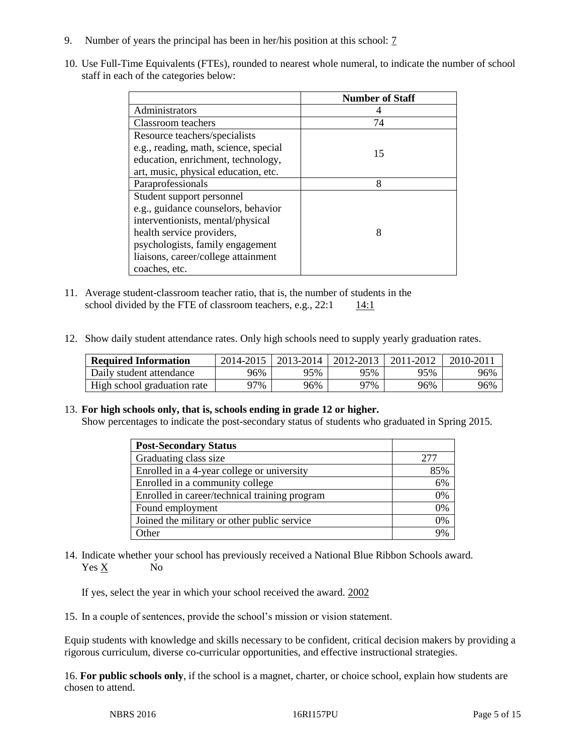9. Number of years the principal has been in her/his position at this school: 7

10. Use Full-Time Equivalents (FTEs), rounded to nearest whole numeral, to indicate the number of school staff in each of the categories below:

| | Number of Staff |
|---|---|
| Administrators | 4 |
| Classroom teachers | 74 |
| Resource teachers/specialists e.g., reading, math, science, special education, enrichment, technology, art, music, physical education, etc. | 15 |
| Paraprofessionals | 8 |
| Student support personnel e.g., guidance counselors, behavior interventionists, mental/physical health service providers, psychologists, family engagement liaisons, career/college attainment coaches, etc. | 8 |

11. Average student-classroom teacher ratio, that is, the number of students in the school divided by the FTE of classroom teachers, e.g., 22:1 14:1

12. Show daily student attendance rates. Only high schools need to supply yearly graduation rates.

| Required Information | 2014-2015 | 2013-2014 | 2012-2013 | 2011-2012 | 2010-2011 |
|---|---|---|---|---|---|
| Daily student attendance | 96% | 95% | 95% | 95% | 96% |
| High school graduation rate | 97% | 96% | 97% | 96% | 96% |

13. **For high schools only, that is, schools ending in grade 12 or higher.**
Show percentages to indicate the post-secondary status of students who graduated in Spring 2015.

| Post-Secondary Status | |
|---|---|
| Graduating class size | 277 |
| Enrolled in a 4-year college or university | 85% |
| Enrolled in a community college | 6% |
| Enrolled in career/technical training program | 0% |
| Found employment | 0% |
| Joined the military or other public service | 0% |
| Other | 9% |

14. Indicate whether your school has previously received a National Blue Ribbon Schools award.
Yes X No

If yes, select the year in which your school received the award. 2002

15. In a couple of sentences, provide the school's mission or vision statement.

Equip students with knowledge and skills necessary to be confident, critical decision makers by providing a rigorous curriculum, diverse co-curricular opportunities, and effective instructional strategies.

16. **For public schools only**, if the school is a magnet, charter, or choice school, explain how students are chosen to attend.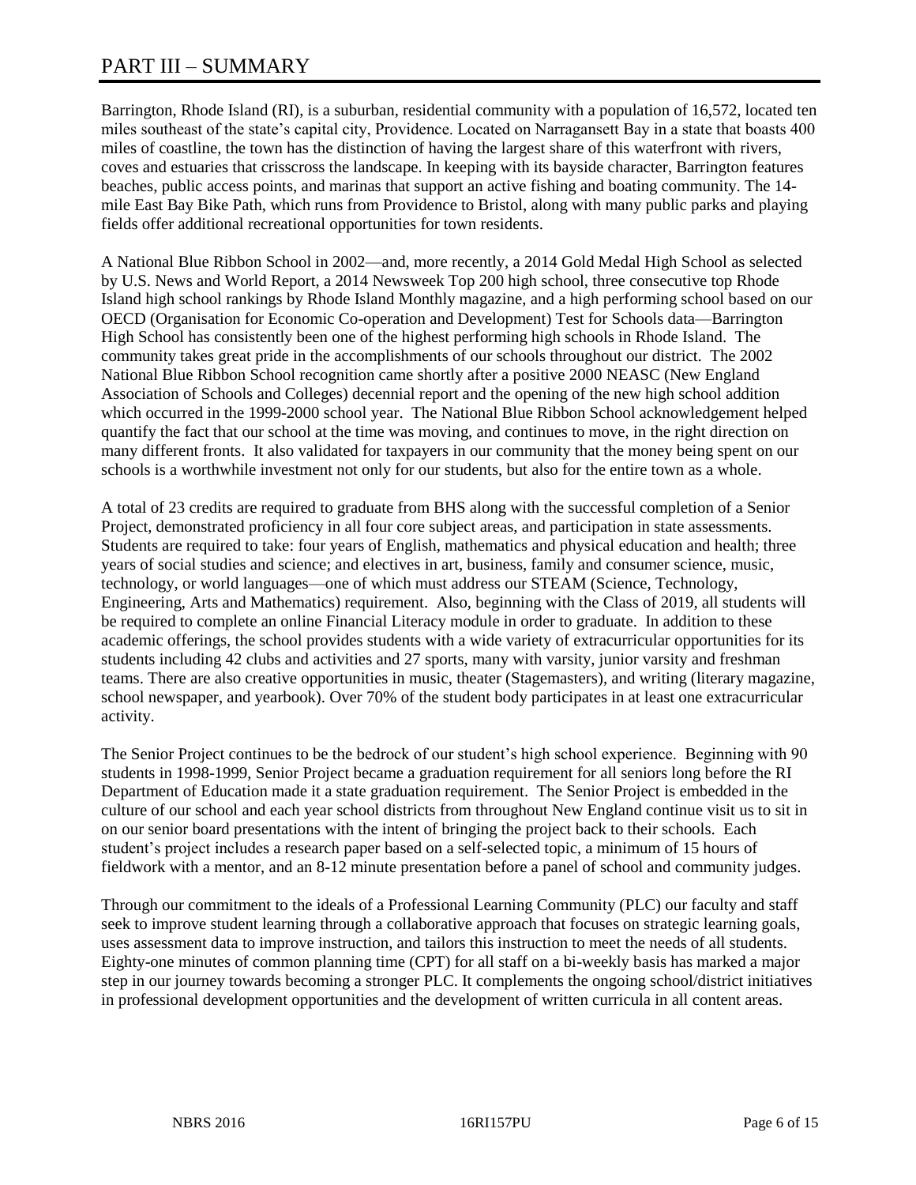# PART III – SUMMARY

Barrington, Rhode Island (RI), is a suburban, residential community with a population of 16,572, located ten miles southeast of the state's capital city, Providence. Located on Narragansett Bay in a state that boasts 400 miles of coastline, the town has the distinction of having the largest share of this waterfront with rivers, coves and estuaries that crisscross the landscape. In keeping with its bayside character, Barrington features beaches, public access points, and marinas that support an active fishing and boating community. The 14-mile East Bay Bike Path, which runs from Providence to Bristol, along with many public parks and playing fields offer additional recreational opportunities for town residents.

A National Blue Ribbon School in 2002—and, more recently, a 2014 Gold Medal High School as selected by U.S. News and World Report, a 2014 Newsweek Top 200 high school, three consecutive top Rhode Island high school rankings by Rhode Island Monthly magazine, and a high performing school based on our OECD (Organisation for Economic Co-operation and Development) Test for Schools data—Barrington High School has consistently been one of the highest performing high schools in Rhode Island. The community takes great pride in the accomplishments of our schools throughout our district. The 2002 National Blue Ribbon School recognition came shortly after a positive 2000 NEASC (New England Association of Schools and Colleges) decennial report and the opening of the new high school addition which occurred in the 1999-2000 school year. The National Blue Ribbon School acknowledgement helped quantify the fact that our school at the time was moving, and continues to move, in the right direction on many different fronts. It also validated for taxpayers in our community that the money being spent on our schools is a worthwhile investment not only for our students, but also for the entire town as a whole.

A total of 23 credits are required to graduate from BHS along with the successful completion of a Senior Project, demonstrated proficiency in all four core subject areas, and participation in state assessments. Students are required to take: four years of English, mathematics and physical education and health; three years of social studies and science; and electives in art, business, family and consumer science, music, technology, or world languages—one of which must address our STEAM (Science, Technology, Engineering, Arts and Mathematics) requirement. Also, beginning with the Class of 2019, all students will be required to complete an online Financial Literacy module in order to graduate. In addition to these academic offerings, the school provides students with a wide variety of extracurricular opportunities for its students including 42 clubs and activities and 27 sports, many with varsity, junior varsity and freshman teams. There are also creative opportunities in music, theater (Stagemasters), and writing (literary magazine, school newspaper, and yearbook). Over 70% of the student body participates in at least one extracurricular activity.

The Senior Project continues to be the bedrock of our student's high school experience. Beginning with 90 students in 1998-1999, Senior Project became a graduation requirement for all seniors long before the RI Department of Education made it a state graduation requirement. The Senior Project is embedded in the culture of our school and each year school districts from throughout New England continue visit us to sit in on our senior board presentations with the intent of bringing the project back to their schools. Each student's project includes a research paper based on a self-selected topic, a minimum of 15 hours of fieldwork with a mentor, and an 8-12 minute presentation before a panel of school and community judges.

Through our commitment to the ideals of a Professional Learning Community (PLC) our faculty and staff seek to improve student learning through a collaborative approach that focuses on strategic learning goals, uses assessment data to improve instruction, and tailors this instruction to meet the needs of all students. Eighty-one minutes of common planning time (CPT) for all staff on a bi-weekly basis has marked a major step in our journey towards becoming a stronger PLC. It complements the ongoing school/district initiatives in professional development opportunities and the development of written curricula in all content areas.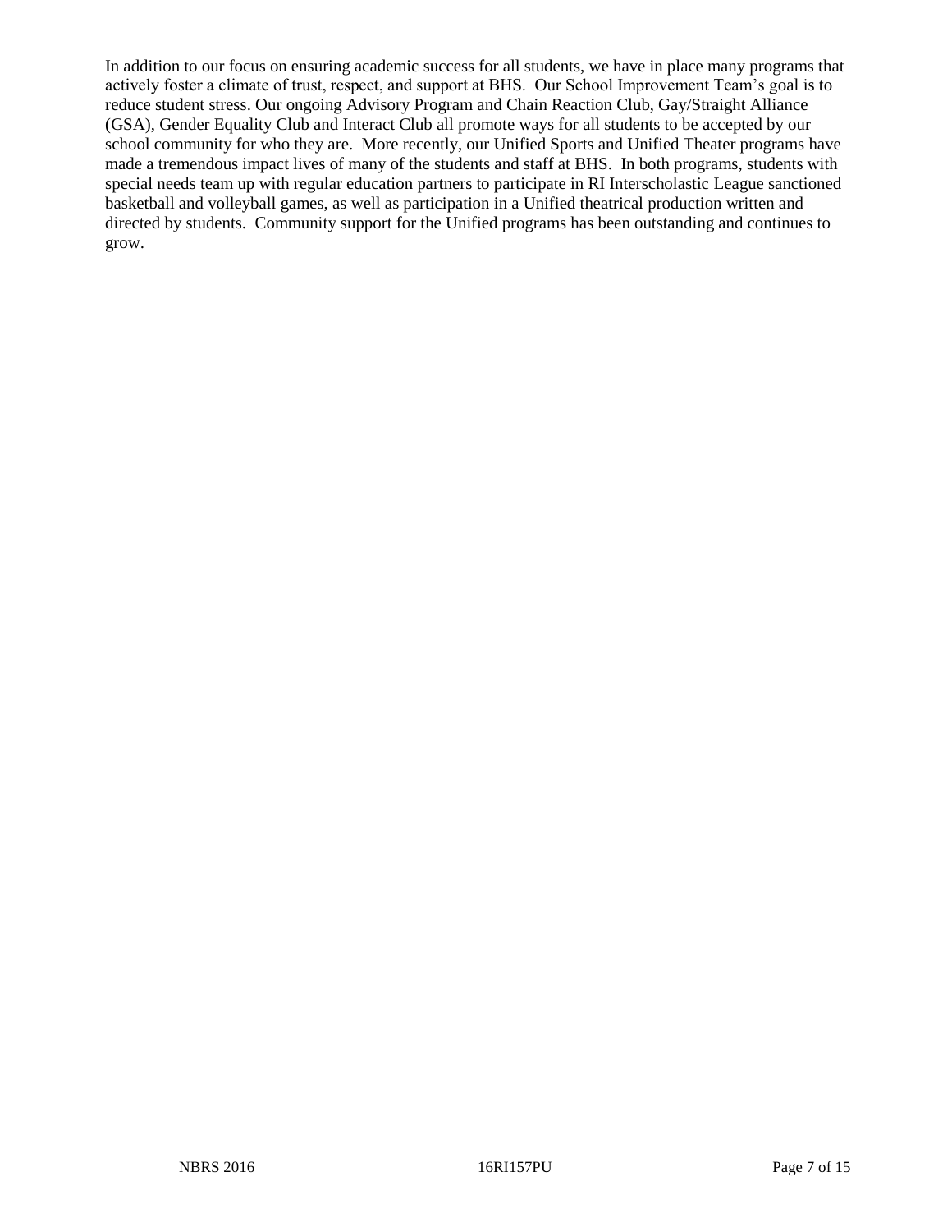In addition to our focus on ensuring academic success for all students, we have in place many programs that actively foster a climate of trust, respect, and support at BHS. Our School Improvement Team's goal is to reduce student stress. Our ongoing Advisory Program and Chain Reaction Club, Gay/Straight Alliance (GSA), Gender Equality Club and Interact Club all promote ways for all students to be accepted by our school community for who they are. More recently, our Unified Sports and Unified Theater programs have made a tremendous impact lives of many of the students and staff at BHS. In both programs, students with special needs team up with regular education partners to participate in RI Interscholastic League sanctioned basketball and volleyball games, as well as participation in a Unified theatrical production written and directed by students. Community support for the Unified programs has been outstanding and continues to grow.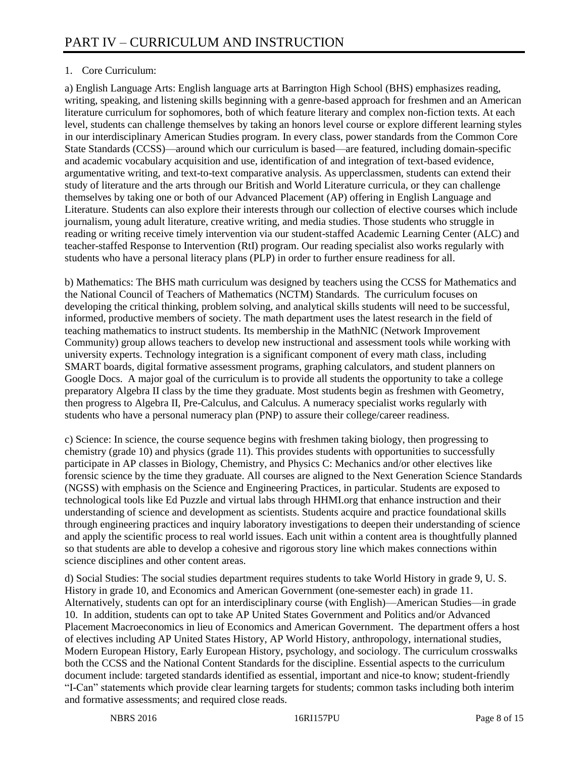# PART IV – CURRICULUM AND INSTRUCTION

1. Core Curriculum:

a) English Language Arts: English language arts at Barrington High School (BHS) emphasizes reading, writing, speaking, and listening skills beginning with a genre-based approach for freshmen and an American literature curriculum for sophomores, both of which feature literary and complex non-fiction texts. At each level, students can challenge themselves by taking an honors level course or explore different learning styles in our interdisciplinary American Studies program. In every class, power standards from the Common Core State Standards (CCSS)—around which our curriculum is based—are featured, including domain-specific and academic vocabulary acquisition and use, identification of and integration of text-based evidence, argumentative writing, and text-to-text comparative analysis. As upperclassmen, students can extend their study of literature and the arts through our British and World Literature curricula, or they can challenge themselves by taking one or both of our Advanced Placement (AP) offering in English Language and Literature. Students can also explore their interests through our collection of elective courses which include journalism, young adult literature, creative writing, and media studies. Those students who struggle in reading or writing receive timely intervention via our student-staffed Academic Learning Center (ALC) and teacher-staffed Response to Intervention (RtI) program. Our reading specialist also works regularly with students who have a personal literacy plans (PLP) in order to further ensure readiness for all.

b) Mathematics: The BHS math curriculum was designed by teachers using the CCSS for Mathematics and the National Council of Teachers of Mathematics (NCTM) Standards. The curriculum focuses on developing the critical thinking, problem solving, and analytical skills students will need to be successful, informed, productive members of society. The math department uses the latest research in the field of teaching mathematics to instruct students. Its membership in the MathNIC (Network Improvement Community) group allows teachers to develop new instructional and assessment tools while working with university experts. Technology integration is a significant component of every math class, including SMART boards, digital formative assessment programs, graphing calculators, and student planners on Google Docs. A major goal of the curriculum is to provide all students the opportunity to take a college preparatory Algebra II class by the time they graduate. Most students begin as freshmen with Geometry, then progress to Algebra II, Pre-Calculus, and Calculus. A numeracy specialist works regularly with students who have a personal numeracy plan (PNP) to assure their college/career readiness.

c) Science: In science, the course sequence begins with freshmen taking biology, then progressing to chemistry (grade 10) and physics (grade 11). This provides students with opportunities to successfully participate in AP classes in Biology, Chemistry, and Physics C: Mechanics and/or other electives like forensic science by the time they graduate. All courses are aligned to the Next Generation Science Standards (NGSS) with emphasis on the Science and Engineering Practices, in particular. Students are exposed to technological tools like Ed Puzzle and virtual labs through HHMI.org that enhance instruction and their understanding of science and development as scientists. Students acquire and practice foundational skills through engineering practices and inquiry laboratory investigations to deepen their understanding of science and apply the scientific process to real world issues. Each unit within a content area is thoughtfully planned so that students are able to develop a cohesive and rigorous story line which makes connections within science disciplines and other content areas.

d) Social Studies: The social studies department requires students to take World History in grade 9, U. S. History in grade 10, and Economics and American Government (one-semester each) in grade 11. Alternatively, students can opt for an interdisciplinary course (with English)—American Studies—in grade 10. In addition, students can opt to take AP United States Government and Politics and/or Advanced Placement Macroeconomics in lieu of Economics and American Government. The department offers a host of electives including AP United States History, AP World History, anthropology, international studies, Modern European History, Early European History, psychology, and sociology. The curriculum crosswalks both the CCSS and the National Content Standards for the discipline. Essential aspects to the curriculum document include: targeted standards identified as essential, important and nice-to know; student-friendly "I-Can" statements which provide clear learning targets for students; common tasks including both interim and formative assessments; and required close reads.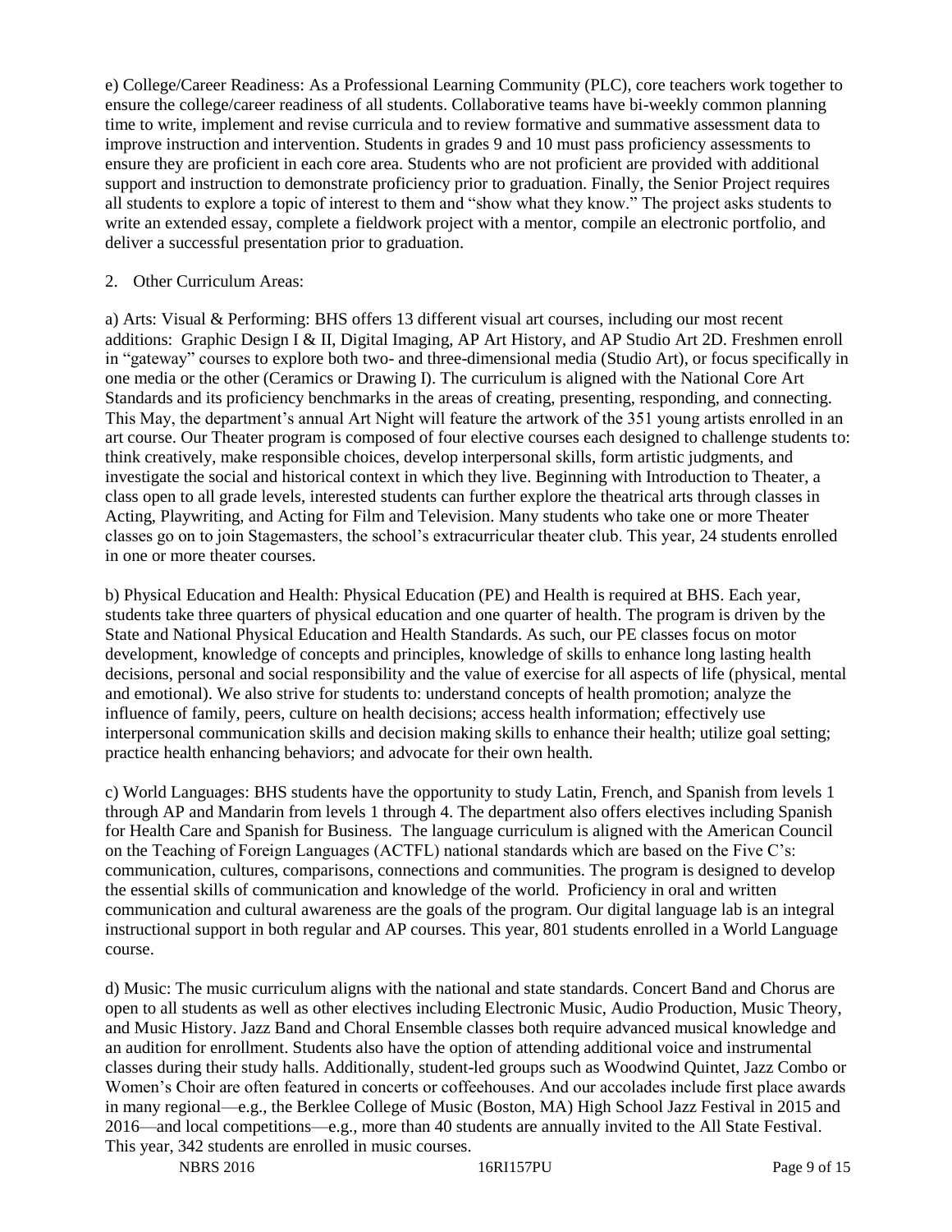e) College/Career Readiness: As a Professional Learning Community (PLC), core teachers work together to ensure the college/career readiness of all students. Collaborative teams have bi-weekly common planning time to write, implement and revise curricula and to review formative and summative assessment data to improve instruction and intervention. Students in grades 9 and 10 must pass proficiency assessments to ensure they are proficient in each core area. Students who are not proficient are provided with additional support and instruction to demonstrate proficiency prior to graduation. Finally, the Senior Project requires all students to explore a topic of interest to them and "show what they know." The project asks students to write an extended essay, complete a fieldwork project with a mentor, compile an electronic portfolio, and deliver a successful presentation prior to graduation.

2. Other Curriculum Areas:

a) Arts: Visual & Performing: BHS offers 13 different visual art courses, including our most recent additions: Graphic Design I & II, Digital Imaging, AP Art History, and AP Studio Art 2D. Freshmen enroll in "gateway" courses to explore both two- and three-dimensional media (Studio Art), or focus specifically in one media or the other (Ceramics or Drawing I). The curriculum is aligned with the National Core Art Standards and its proficiency benchmarks in the areas of creating, presenting, responding, and connecting. This May, the department's annual Art Night will feature the artwork of the 351 young artists enrolled in an art course. Our Theater program is composed of four elective courses each designed to challenge students to: think creatively, make responsible choices, develop interpersonal skills, form artistic judgments, and investigate the social and historical context in which they live. Beginning with Introduction to Theater, a class open to all grade levels, interested students can further explore the theatrical arts through classes in Acting, Playwriting, and Acting for Film and Television. Many students who take one or more Theater classes go on to join Stagemasters, the school's extracurricular theater club. This year, 24 students enrolled in one or more theater courses.

b) Physical Education and Health: Physical Education (PE) and Health is required at BHS. Each year, students take three quarters of physical education and one quarter of health. The program is driven by the State and National Physical Education and Health Standards. As such, our PE classes focus on motor development, knowledge of concepts and principles, knowledge of skills to enhance long lasting health decisions, personal and social responsibility and the value of exercise for all aspects of life (physical, mental and emotional). We also strive for students to: understand concepts of health promotion; analyze the influence of family, peers, culture on health decisions; access health information; effectively use interpersonal communication skills and decision making skills to enhance their health; utilize goal setting; practice health enhancing behaviors; and advocate for their own health.

c) World Languages: BHS students have the opportunity to study Latin, French, and Spanish from levels 1 through AP and Mandarin from levels 1 through 4. The department also offers electives including Spanish for Health Care and Spanish for Business. The language curriculum is aligned with the American Council on the Teaching of Foreign Languages (ACTFL) national standards which are based on the Five C's: communication, cultures, comparisons, connections and communities. The program is designed to develop the essential skills of communication and knowledge of the world. Proficiency in oral and written communication and cultural awareness are the goals of the program. Our digital language lab is an integral instructional support in both regular and AP courses. This year, 801 students enrolled in a World Language course.

d) Music: The music curriculum aligns with the national and state standards. Concert Band and Chorus are open to all students as well as other electives including Electronic Music, Audio Production, Music Theory, and Music History. Jazz Band and Choral Ensemble classes both require advanced musical knowledge and an audition for enrollment. Students also have the option of attending additional voice and instrumental classes during their study halls. Additionally, student-led groups such as Woodwind Quintet, Jazz Combo or Women's Choir are often featured in concerts or coffeehouses. And our accolades include first place awards in many regional—e.g., the Berklee College of Music (Boston, MA) High School Jazz Festival in 2015 and 2016—and local competitions—e.g., more than 40 students are annually invited to the All State Festival. This year, 342 students are enrolled in music courses.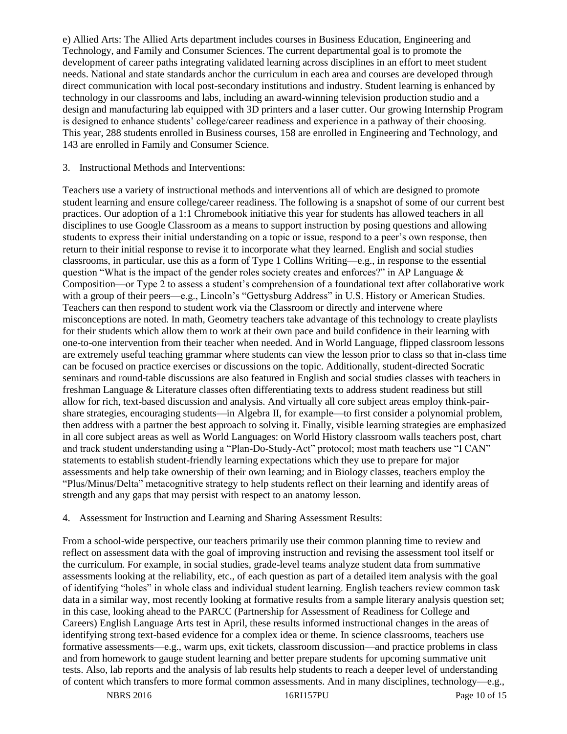e) Allied Arts: The Allied Arts department includes courses in Business Education, Engineering and Technology, and Family and Consumer Sciences. The current departmental goal is to promote the development of career paths integrating validated learning across disciplines in an effort to meet student needs. National and state standards anchor the curriculum in each area and courses are developed through direct communication with local post-secondary institutions and industry. Student learning is enhanced by technology in our classrooms and labs, including an award-winning television production studio and a design and manufacturing lab equipped with 3D printers and a laser cutter. Our growing Internship Program is designed to enhance students' college/career readiness and experience in a pathway of their choosing. This year, 288 students enrolled in Business courses, 158 are enrolled in Engineering and Technology, and 143 are enrolled in Family and Consumer Science.

3. Instructional Methods and Interventions:

Teachers use a variety of instructional methods and interventions all of which are designed to promote student learning and ensure college/career readiness. The following is a snapshot of some of our current best practices. Our adoption of a 1:1 Chromebook initiative this year for students has allowed teachers in all disciplines to use Google Classroom as a means to support instruction by posing questions and allowing students to express their initial understanding on a topic or issue, respond to a peer's own response, then return to their initial response to revise it to incorporate what they learned. English and social studies classrooms, in particular, use this as a form of Type 1 Collins Writing—e.g., in response to the essential question "What is the impact of the gender roles society creates and enforces?" in AP Language & Composition—or Type 2 to assess a student's comprehension of a foundational text after collaborative work with a group of their peers—e.g., Lincoln's "Gettysburg Address" in U.S. History or American Studies. Teachers can then respond to student work via the Classroom or directly and intervene where misconceptions are noted. In math, Geometry teachers take advantage of this technology to create playlists for their students which allow them to work at their own pace and build confidence in their learning with one-to-one intervention from their teacher when needed. And in World Language, flipped classroom lessons are extremely useful teaching grammar where students can view the lesson prior to class so that in-class time can be focused on practice exercises or discussions on the topic. Additionally, student-directed Socratic seminars and round-table discussions are also featured in English and social studies classes with teachers in freshman Language & Literature classes often differentiating texts to address student readiness but still allow for rich, text-based discussion and analysis. And virtually all core subject areas employ think-pair-share strategies, encouraging students—in Algebra II, for example—to first consider a polynomial problem, then address with a partner the best approach to solving it. Finally, visible learning strategies are emphasized in all core subject areas as well as World Languages: on World History classroom walls teachers post, chart and track student understanding using a "Plan-Do-Study-Act" protocol; most math teachers use "I CAN" statements to establish student-friendly learning expectations which they use to prepare for major assessments and help take ownership of their own learning; and in Biology classes, teachers employ the "Plus/Minus/Delta" metacognitive strategy to help students reflect on their learning and identify areas of strength and any gaps that may persist with respect to an anatomy lesson.

4. Assessment for Instruction and Learning and Sharing Assessment Results:

From a school-wide perspective, our teachers primarily use their common planning time to review and reflect on assessment data with the goal of improving instruction and revising the assessment tool itself or the curriculum. For example, in social studies, grade-level teams analyze student data from summative assessments looking at the reliability, etc., of each question as part of a detailed item analysis with the goal of identifying "holes" in whole class and individual student learning. English teachers review common task data in a similar way, most recently looking at formative results from a sample literary analysis question set; in this case, looking ahead to the PARCC (Partnership for Assessment of Readiness for College and Careers) English Language Arts test in April, these results informed instructional changes in the areas of identifying strong text-based evidence for a complex idea or theme. In science classrooms, teachers use formative assessments—e.g., warm ups, exit tickets, classroom discussion—and practice problems in class and from homework to gauge student learning and better prepare students for upcoming summative unit tests. Also, lab reports and the analysis of lab results help students to reach a deeper level of understanding of content which transfers to more formal common assessments. And in many disciplines, technology—e.g.,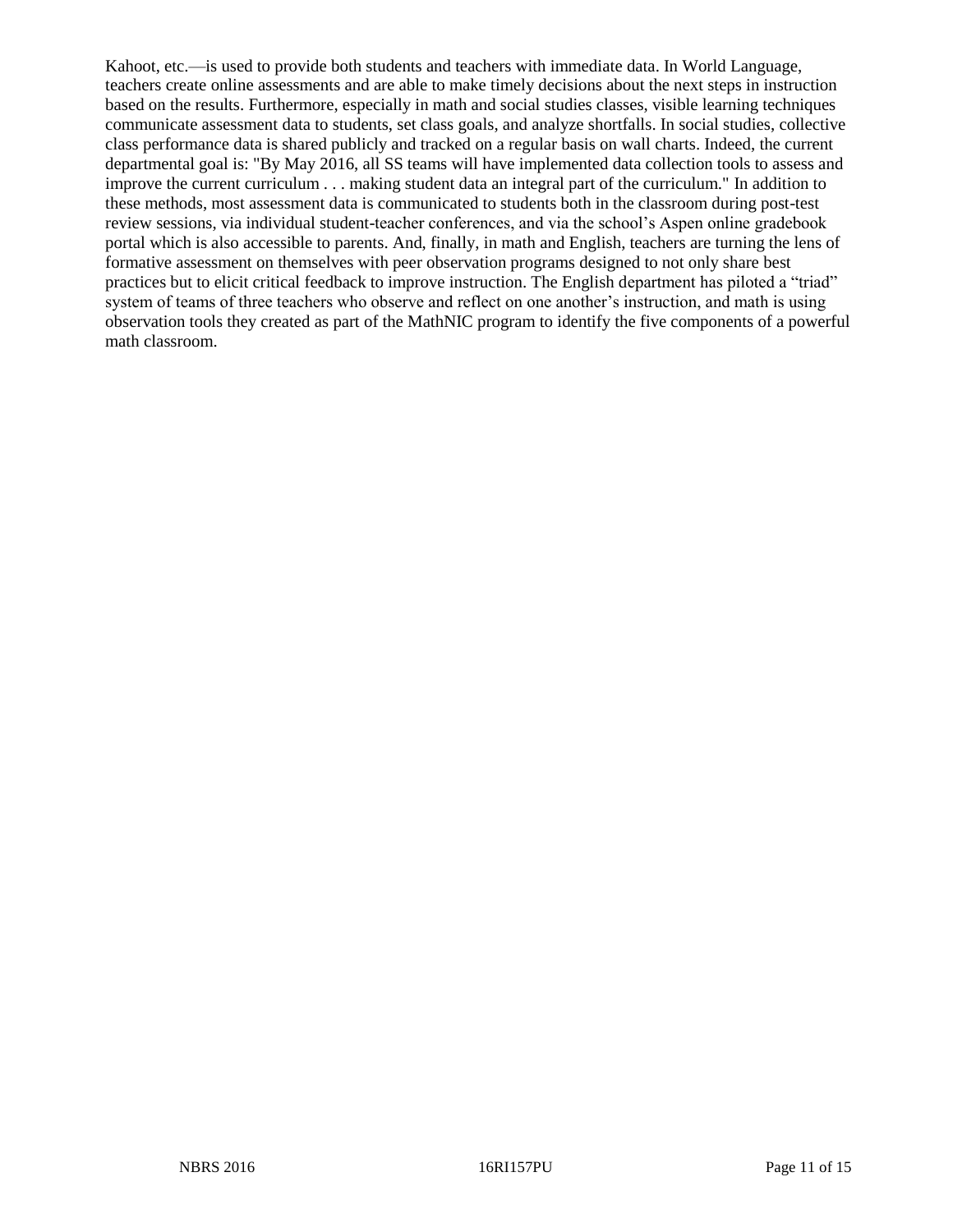Kahoot, etc.—is used to provide both students and teachers with immediate data. In World Language, teachers create online assessments and are able to make timely decisions about the next steps in instruction based on the results. Furthermore, especially in math and social studies classes, visible learning techniques communicate assessment data to students, set class goals, and analyze shortfalls. In social studies, collective class performance data is shared publicly and tracked on a regular basis on wall charts. Indeed, the current departmental goal is: "By May 2016, all SS teams will have implemented data collection tools to assess and improve the current curriculum . . . making student data an integral part of the curriculum." In addition to these methods, most assessment data is communicated to students both in the classroom during post-test review sessions, via individual student-teacher conferences, and via the school's Aspen online gradebook portal which is also accessible to parents. And, finally, in math and English, teachers are turning the lens of formative assessment on themselves with peer observation programs designed to not only share best practices but to elicit critical feedback to improve instruction. The English department has piloted a "triad" system of teams of three teachers who observe and reflect on one another's instruction, and math is using observation tools they created as part of the MathNIC program to identify the five components of a powerful math classroom.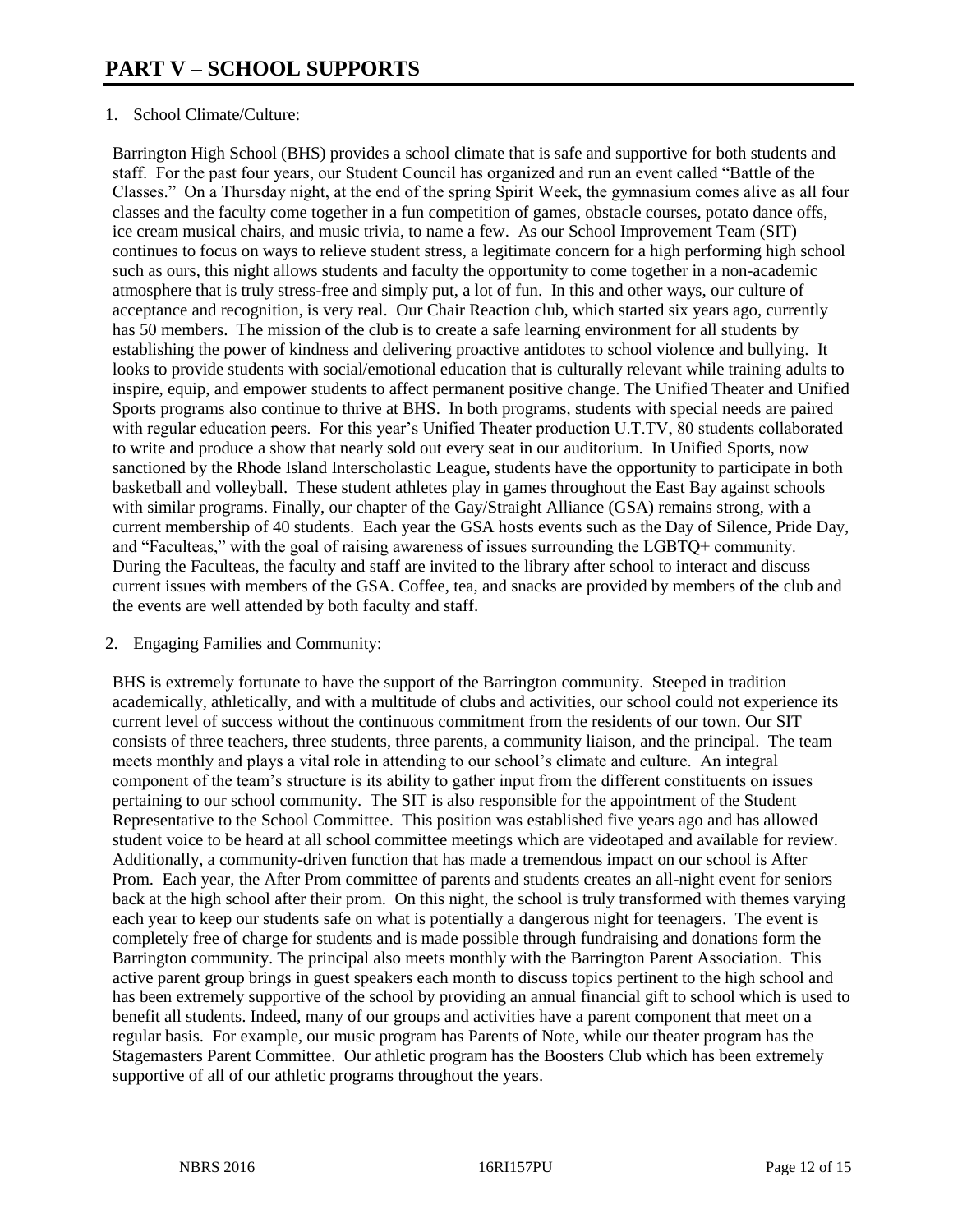# PART V – SCHOOL SUPPORTS

1. School Climate/Culture:

Barrington High School (BHS) provides a school climate that is safe and supportive for both students and staff. For the past four years, our Student Council has organized and run an event called "Battle of the Classes." On a Thursday night, at the end of the spring Spirit Week, the gymnasium comes alive as all four classes and the faculty come together in a fun competition of games, obstacle courses, potato dance offs, ice cream musical chairs, and music trivia, to name a few. As our School Improvement Team (SIT) continues to focus on ways to relieve student stress, a legitimate concern for a high performing high school such as ours, this night allows students and faculty the opportunity to come together in a non-academic atmosphere that is truly stress-free and simply put, a lot of fun. In this and other ways, our culture of acceptance and recognition, is very real. Our Chair Reaction club, which started six years ago, currently has 50 members. The mission of the club is to create a safe learning environment for all students by establishing the power of kindness and delivering proactive antidotes to school violence and bullying. It looks to provide students with social/emotional education that is culturally relevant while training adults to inspire, equip, and empower students to affect permanent positive change. The Unified Theater and Unified Sports programs also continue to thrive at BHS. In both programs, students with special needs are paired with regular education peers. For this year's Unified Theater production U.T.TV, 80 students collaborated to write and produce a show that nearly sold out every seat in our auditorium. In Unified Sports, now sanctioned by the Rhode Island Interscholastic League, students have the opportunity to participate in both basketball and volleyball. These student athletes play in games throughout the East Bay against schools with similar programs. Finally, our chapter of the Gay/Straight Alliance (GSA) remains strong, with a current membership of 40 students. Each year the GSA hosts events such as the Day of Silence, Pride Day, and "Faculteas," with the goal of raising awareness of issues surrounding the LGBTQ+ community. During the Faculteas, the faculty and staff are invited to the library after school to interact and discuss current issues with members of the GSA. Coffee, tea, and snacks are provided by members of the club and the events are well attended by both faculty and staff.

2. Engaging Families and Community:

BHS is extremely fortunate to have the support of the Barrington community. Steeped in tradition academically, athletically, and with a multitude of clubs and activities, our school could not experience its current level of success without the continuous commitment from the residents of our town. Our SIT consists of three teachers, three students, three parents, a community liaison, and the principal. The team meets monthly and plays a vital role in attending to our school's climate and culture. An integral component of the team's structure is its ability to gather input from the different constituents on issues pertaining to our school community. The SIT is also responsible for the appointment of the Student Representative to the School Committee. This position was established five years ago and has allowed student voice to be heard at all school committee meetings which are videotaped and available for review. Additionally, a community-driven function that has made a tremendous impact on our school is After Prom. Each year, the After Prom committee of parents and students creates an all-night event for seniors back at the high school after their prom. On this night, the school is truly transformed with themes varying each year to keep our students safe on what is potentially a dangerous night for teenagers. The event is completely free of charge for students and is made possible through fundraising and donations form the Barrington community. The principal also meets monthly with the Barrington Parent Association. This active parent group brings in guest speakers each month to discuss topics pertinent to the high school and has been extremely supportive of the school by providing an annual financial gift to school which is used to benefit all students. Indeed, many of our groups and activities have a parent component that meet on a regular basis. For example, our music program has Parents of Note, while our theater program has the Stagemasters Parent Committee. Our athletic program has the Boosters Club which has been extremely supportive of all of our athletic programs throughout the years.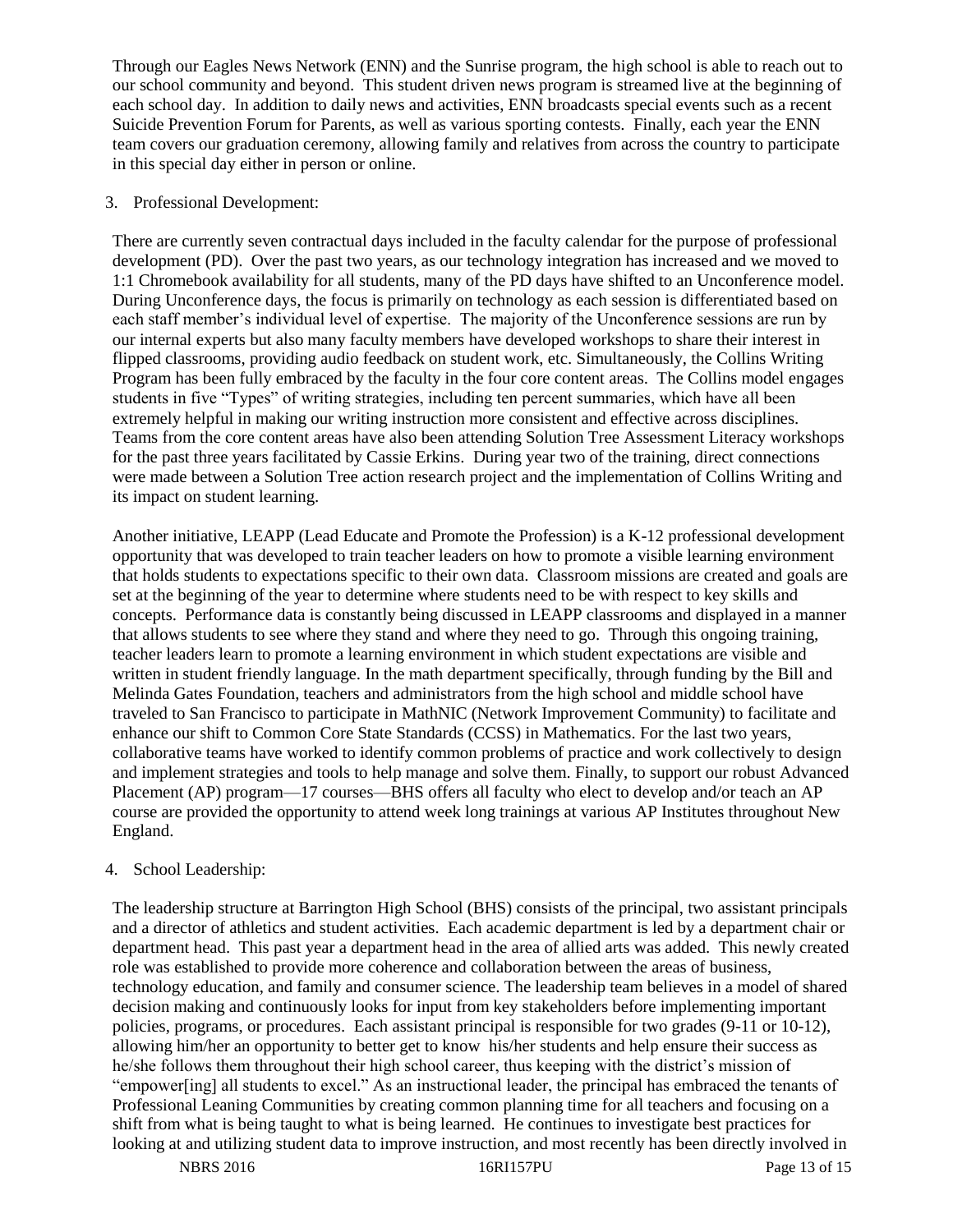Through our Eagles News Network (ENN) and the Sunrise program, the high school is able to reach out to our school community and beyond. This student driven news program is streamed live at the beginning of each school day. In addition to daily news and activities, ENN broadcasts special events such as a recent Suicide Prevention Forum for Parents, as well as various sporting contests. Finally, each year the ENN team covers our graduation ceremony, allowing family and relatives from across the country to participate in this special day either in person or online.

3. Professional Development:

There are currently seven contractual days included in the faculty calendar for the purpose of professional development (PD). Over the past two years, as our technology integration has increased and we moved to 1:1 Chromebook availability for all students, many of the PD days have shifted to an Unconference model. During Unconference days, the focus is primarily on technology as each session is differentiated based on each staff member's individual level of expertise. The majority of the Unconference sessions are run by our internal experts but also many faculty members have developed workshops to share their interest in flipped classrooms, providing audio feedback on student work, etc. Simultaneously, the Collins Writing Program has been fully embraced by the faculty in the four core content areas. The Collins model engages students in five "Types" of writing strategies, including ten percent summaries, which have all been extremely helpful in making our writing instruction more consistent and effective across disciplines. Teams from the core content areas have also been attending Solution Tree Assessment Literacy workshops for the past three years facilitated by Cassie Erkins. During year two of the training, direct connections were made between a Solution Tree action research project and the implementation of Collins Writing and its impact on student learning.

Another initiative, LEAPP (Lead Educate and Promote the Profession) is a K-12 professional development opportunity that was developed to train teacher leaders on how to promote a visible learning environment that holds students to expectations specific to their own data. Classroom missions are created and goals are set at the beginning of the year to determine where students need to be with respect to key skills and concepts. Performance data is constantly being discussed in LEAPP classrooms and displayed in a manner that allows students to see where they stand and where they need to go. Through this ongoing training, teacher leaders learn to promote a learning environment in which student expectations are visible and written in student friendly language. In the math department specifically, through funding by the Bill and Melinda Gates Foundation, teachers and administrators from the high school and middle school have traveled to San Francisco to participate in MathNIC (Network Improvement Community) to facilitate and enhance our shift to Common Core State Standards (CCSS) in Mathematics. For the last two years, collaborative teams have worked to identify common problems of practice and work collectively to design and implement strategies and tools to help manage and solve them. Finally, to support our robust Advanced Placement (AP) program—17 courses—BHS offers all faculty who elect to develop and/or teach an AP course are provided the opportunity to attend week long trainings at various AP Institutes throughout New England.

4. School Leadership:

The leadership structure at Barrington High School (BHS) consists of the principal, two assistant principals and a director of athletics and student activities. Each academic department is led by a department chair or department head. This past year a department head in the area of allied arts was added. This newly created role was established to provide more coherence and collaboration between the areas of business, technology education, and family and consumer science. The leadership team believes in a model of shared decision making and continuously looks for input from key stakeholders before implementing important policies, programs, or procedures. Each assistant principal is responsible for two grades (9-11 or 10-12), allowing him/her an opportunity to better get to know his/her students and help ensure their success as he/she follows them throughout their high school career, thus keeping with the district's mission of "empower[ing] all students to excel." As an instructional leader, the principal has embraced the tenants of Professional Leaning Communities by creating common planning time for all teachers and focusing on a shift from what is being taught to what is being learned. He continues to investigate best practices for looking at and utilizing student data to improve instruction, and most recently has been directly involved in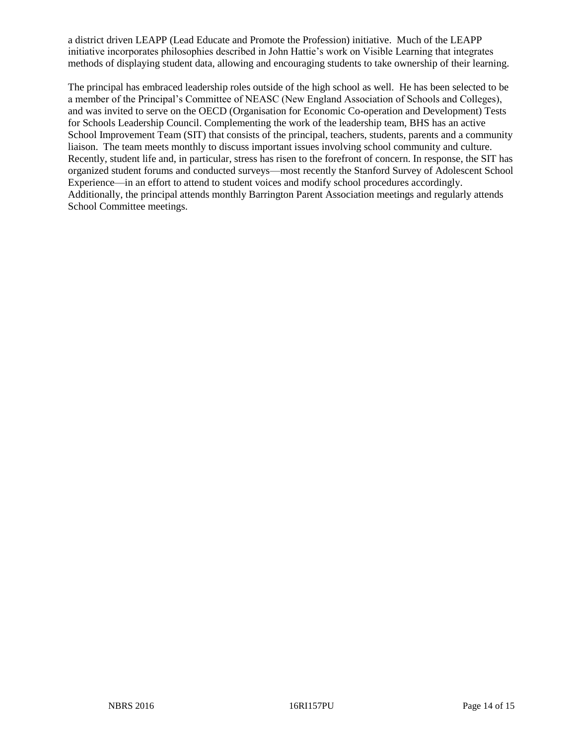a district driven LEAPP (Lead Educate and Promote the Profession) initiative. Much of the LEAPP initiative incorporates philosophies described in John Hattie's work on Visible Learning that integrates methods of displaying student data, allowing and encouraging students to take ownership of their learning.

The principal has embraced leadership roles outside of the high school as well. He has been selected to be a member of the Principal's Committee of NEASC (New England Association of Schools and Colleges), and was invited to serve on the OECD (Organisation for Economic Co-operation and Development) Tests for Schools Leadership Council. Complementing the work of the leadership team, BHS has an active School Improvement Team (SIT) that consists of the principal, teachers, students, parents and a community liaison. The team meets monthly to discuss important issues involving school community and culture. Recently, student life and, in particular, stress has risen to the forefront of concern. In response, the SIT has organized student forums and conducted surveys—most recently the Stanford Survey of Adolescent School Experience—in an effort to attend to student voices and modify school procedures accordingly. Additionally, the principal attends monthly Barrington Parent Association meetings and regularly attends School Committee meetings.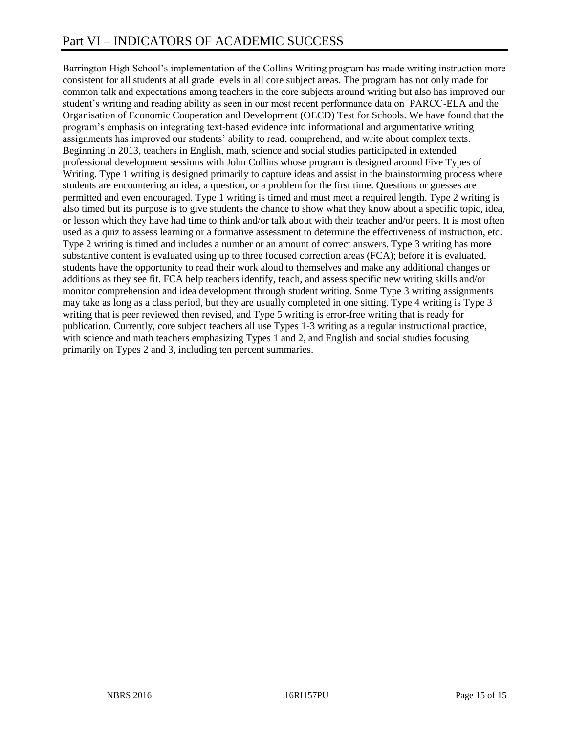# Part VI – INDICATORS OF ACADEMIC SUCCESS

Barrington High School's implementation of the Collins Writing program has made writing instruction more consistent for all students at all grade levels in all core subject areas. The program has not only made for common talk and expectations among teachers in the core subjects around writing but also has improved our student's writing and reading ability as seen in our most recent performance data on PARCC-ELA and the Organisation of Economic Cooperation and Development (OECD) Test for Schools. We have found that the program's emphasis on integrating text-based evidence into informational and argumentative writing assignments has improved our students' ability to read, comprehend, and write about complex texts. Beginning in 2013, teachers in English, math, science and social studies participated in extended professional development sessions with John Collins whose program is designed around Five Types of Writing. Type 1 writing is designed primarily to capture ideas and assist in the brainstorming process where students are encountering an idea, a question, or a problem for the first time. Questions or guesses are permitted and even encouraged. Type 1 writing is timed and must meet a required length. Type 2 writing is also timed but its purpose is to give students the chance to show what they know about a specific topic, idea, or lesson which they have had time to think and/or talk about with their teacher and/or peers. It is most often used as a quiz to assess learning or a formative assessment to determine the effectiveness of instruction, etc. Type 2 writing is timed and includes a number or an amount of correct answers. Type 3 writing has more substantive content is evaluated using up to three focused correction areas (FCA); before it is evaluated, students have the opportunity to read their work aloud to themselves and make any additional changes or additions as they see fit. FCA help teachers identify, teach, and assess specific new writing skills and/or monitor comprehension and idea development through student writing. Some Type 3 writing assignments may take as long as a class period, but they are usually completed in one sitting. Type 4 writing is Type 3 writing that is peer reviewed then revised, and Type 5 writing is error-free writing that is ready for publication. Currently, core subject teachers all use Types 1-3 writing as a regular instructional practice, with science and math teachers emphasizing Types 1 and 2, and English and social studies focusing primarily on Types 2 and 3, including ten percent summaries.